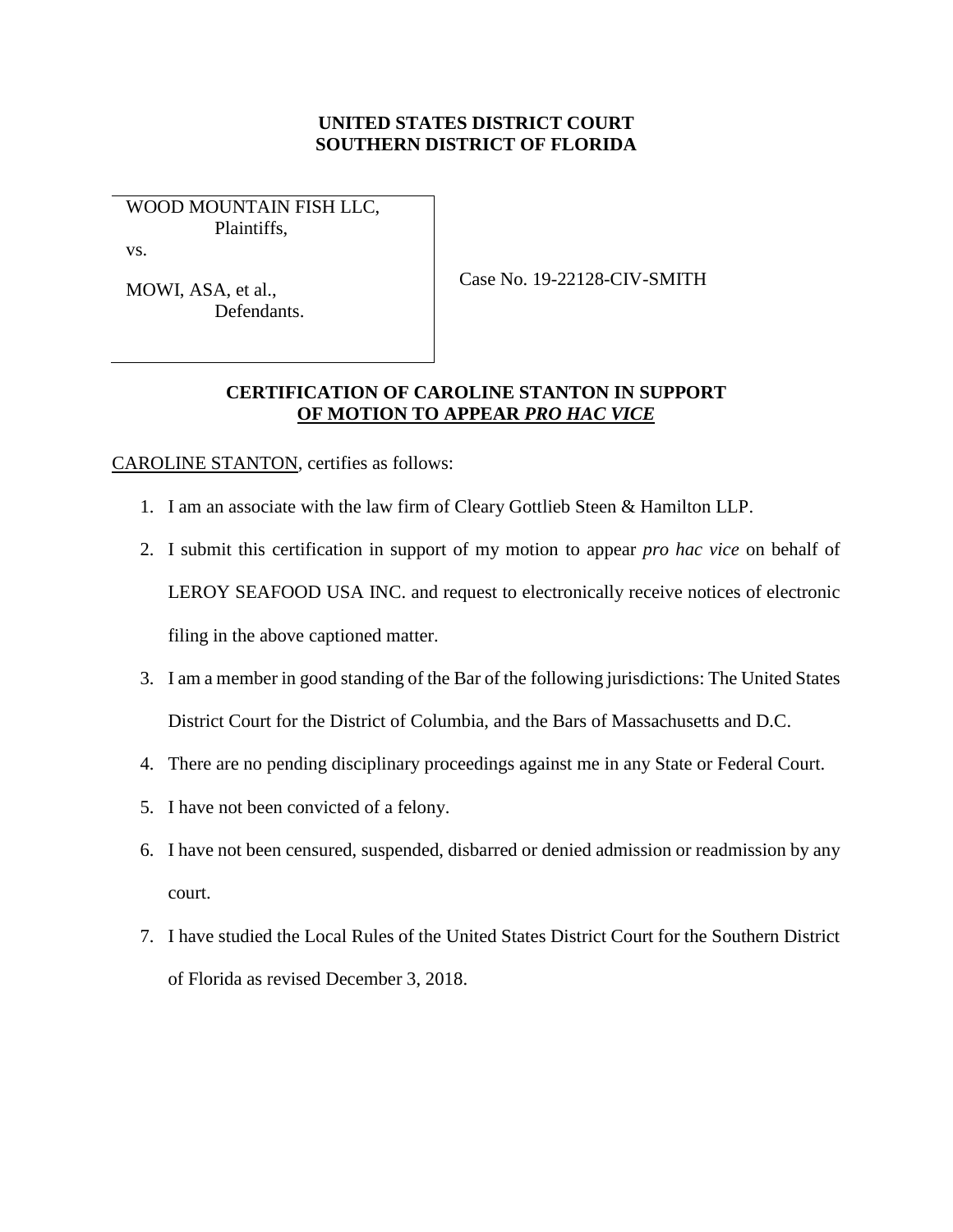**UNITED STATES DISTRICT COURT**
**SOUTHERN DISTRICT OF FLORIDA**

| | |
|---|---|
| WOOD MOUNTAIN FISH LLC,<br>Plaintiffs,<br>vs.<br><br>MOWI, ASA, et al.,<br>Defendants. | Case No. 19-22128-CIV-SMITH |

**CERTIFICATION OF CAROLINE STANTON IN SUPPORT OF MOTION TO APPEAR *PRO HAC VICE***

CAROLINE STANTON, certifies as follows:

1. I am an associate with the law firm of Cleary Gottlieb Steen & Hamilton LLP.
2. I submit this certification in support of my motion to appear *pro hac vice* on behalf of LEROY SEAFOOD USA INC. and request to electronically receive notices of electronic filing in the above captioned matter.
3. I am a member in good standing of the Bar of the following jurisdictions: The United States District Court for the District of Columbia, and the Bars of Massachusetts and D.C.
4. There are no pending disciplinary proceedings against me in any State or Federal Court.
5. I have not been convicted of a felony.
6. I have not been censured, suspended, disbarred or denied admission or readmission by any court.
7. I have studied the Local Rules of the United States District Court for the Southern District of Florida as revised December 3, 2018.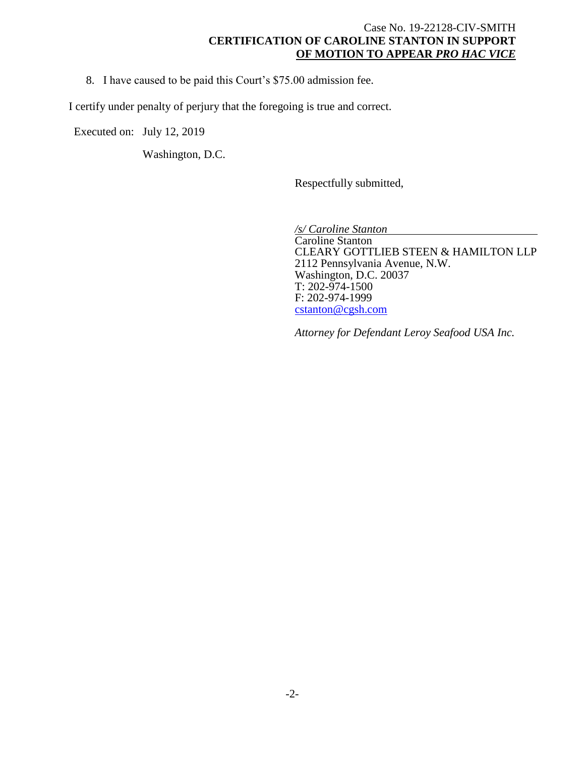8. I have caused to be paid this Court's $75.00 admission fee.

I certify under penalty of perjury that the foregoing is true and correct.

Executed on: July 12, 2019

Washington, D.C.

Respectfully submitted,

*/s/ Caroline Stanton*
Caroline Stanton
CLEARY GOTTLIEB STEEN & HAMILTON LLP
2112 Pennsylvania Avenue, N.W.
Washington, D.C. 20037
T: 202-974-1500
F: 202-974-1999
cstanton@cgsh.com

*Attorney for Defendant Leroy Seafood USA Inc.*